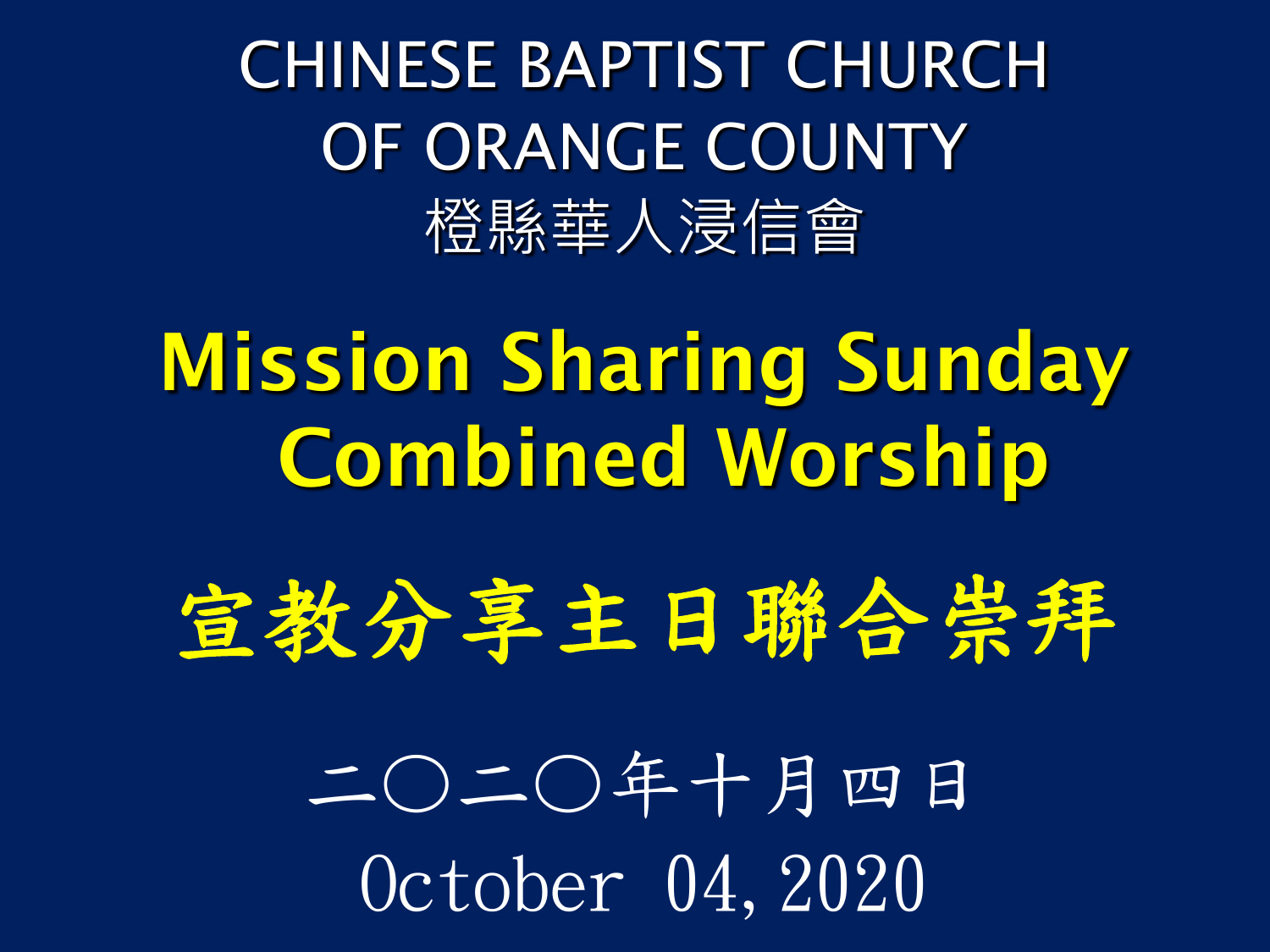# CHINESE BAPTIST CHURCH OF ORANGE COUNTY

# 橙縣華人浸信會

## Mission Sharing Sunday Combined Worship

## 宣教分享主日聯合崇拜

二〇二〇年十月四日

October 04, 2020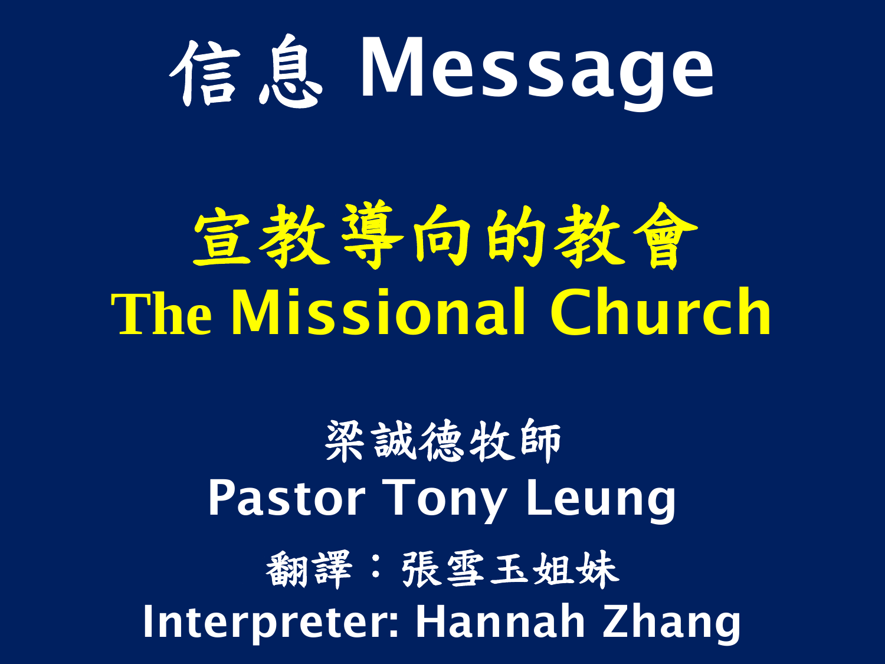# 信息 Message

## 宣教導向的教會
## The Missional Church

梁誠德牧師
**Pastor Tony Leung**

翻譯：張雪玉姐妹
**Interpreter: Hannah Zhang**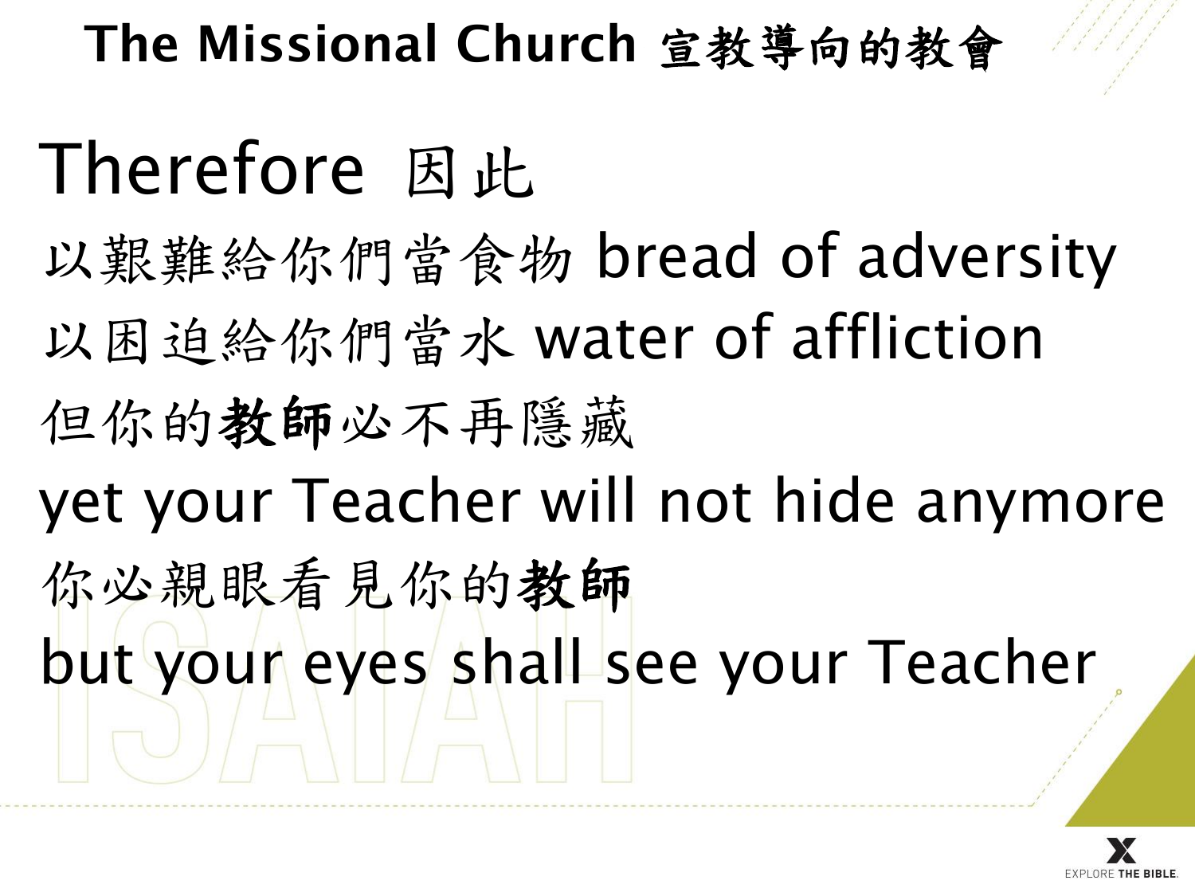# The Missional Church 宣教導向的教會

Therefore 因此

以艱難給你們當食物 bread of adversity

以困迫給你們當水 water of affliction

但你的**教師**必不再隱藏

yet your Teacher will not hide anymore

你必親眼看見你的**教師**

but your eyes shall see your Teacher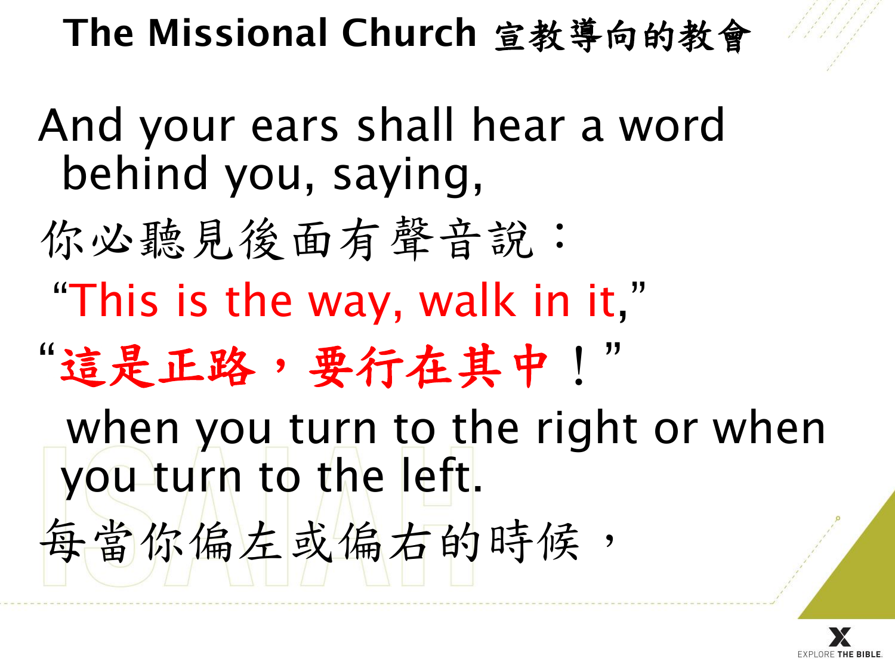# The Missional Church 宣教導向的教會

And your ears shall hear a word behind you, saying,

你必聽見後面有聲音說：

"This is the way, walk in it,"

"這是正路，要行在其中！"

when you turn to the right or when you turn to the left.

每當你偏左或偏右的時候，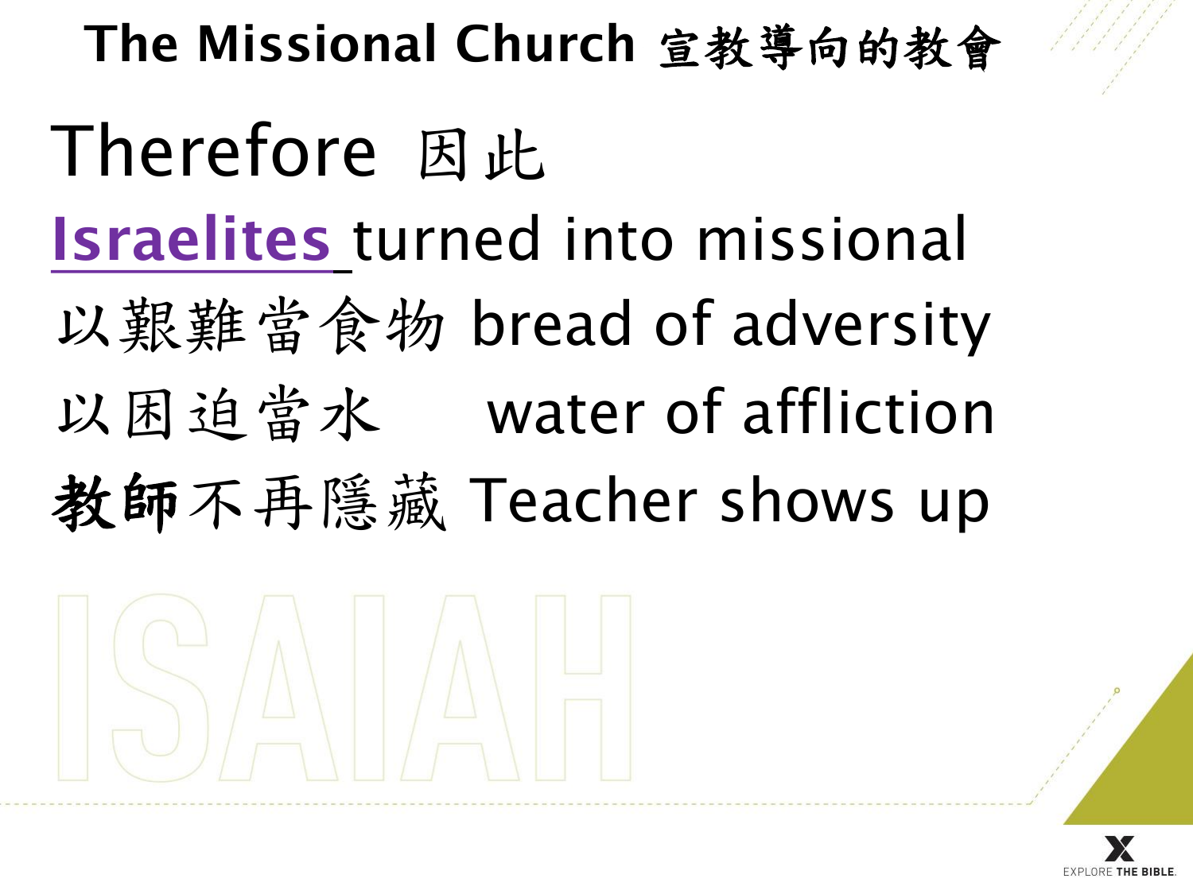# The Missional Church 宣教導向的教會

Therefore 因此

Israelites turned into missional

以艱難當食物 bread of adversity

以困迫當水 water of affliction

**教師**不再隱藏 Teacher shows up

ISAIAH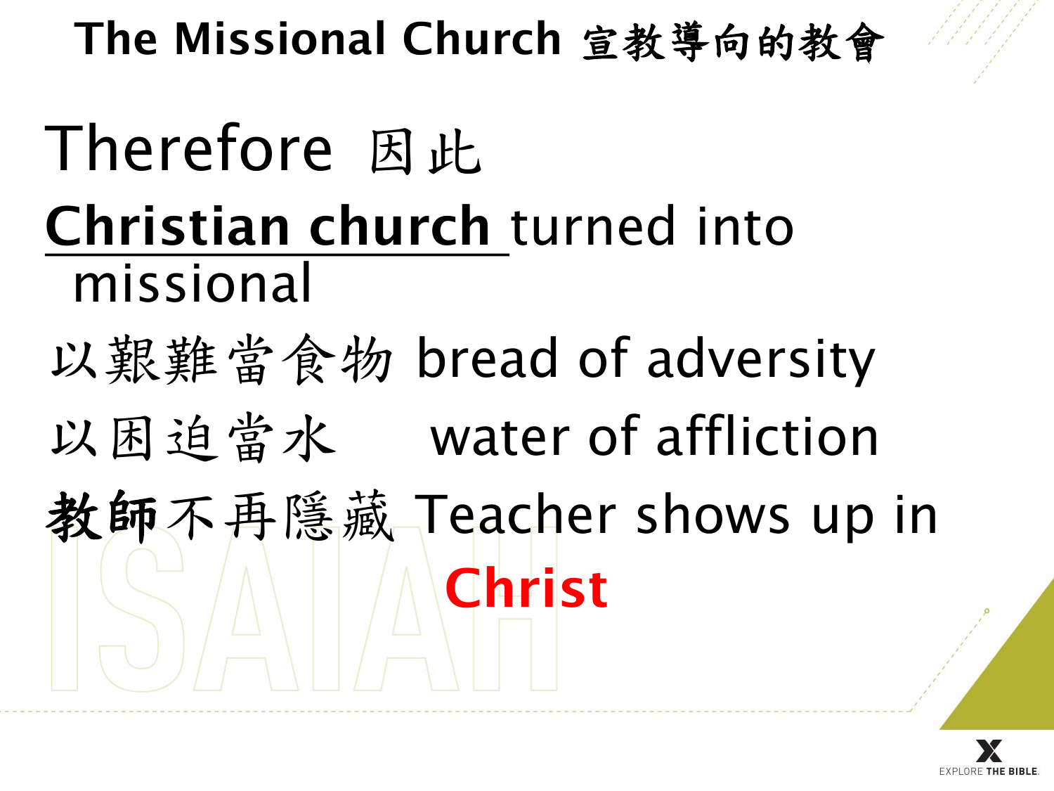# The Missional Church 宣教導向的教會

Therefore 因此

**Christian church** turned into missional

以艱難當食物 bread of adversity

以困迫當水 water of affliction

**教師**不再隱藏 Teacher shows up in **Christ**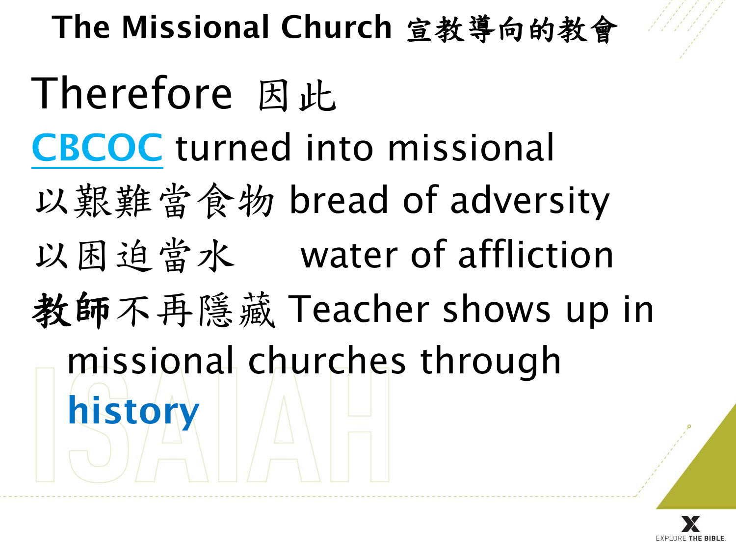# The Missional Church 宣教導向的教會

Therefore 因此

CBCOC turned into missional

以艱難當食物 bread of adversity

以困迫當水 water of affliction

**教師**不再隱藏 Teacher shows up in missional churches through **history**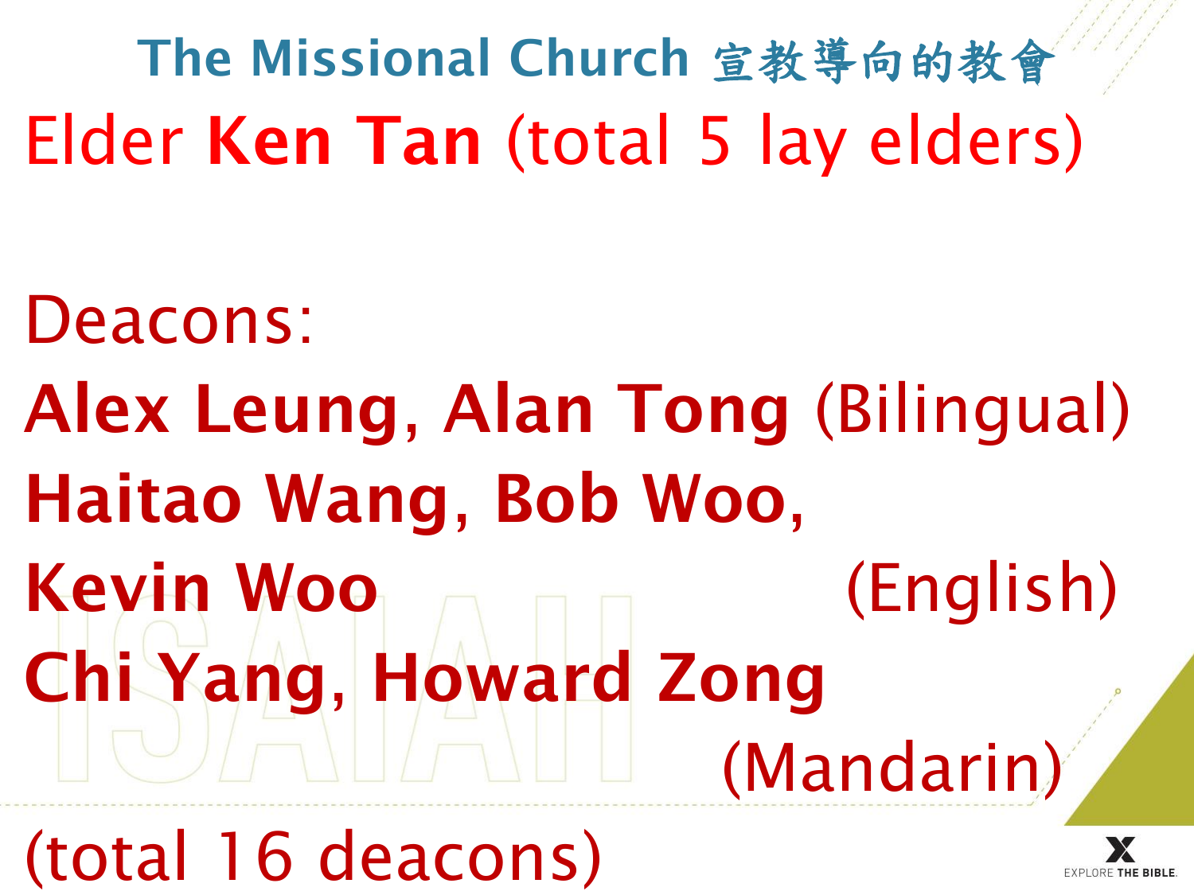# The Missional Church 宣教導向的教會

Elder **Ken Tan** (total 5 lay elders)

Deacons:

**Alex Leung**, **Alan Tong** (Bilingual)

**Haitao Wang**, **Bob Woo**,

**Kevin Woo** (English)

**Chi Yang**, **Howard Zong** (Mandarin)

(total 16 deacons)